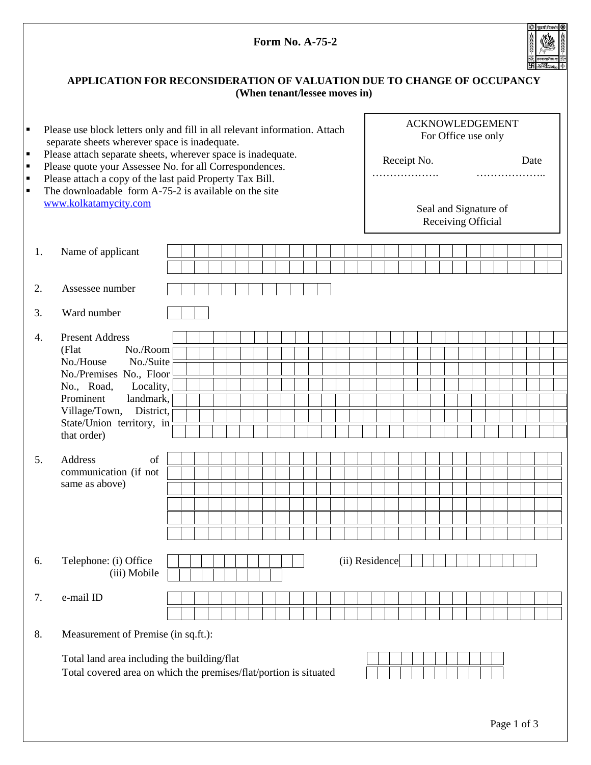# Form No. A-75-2

## APPLICATION FOR RECONSIDERATION OF VALUATION DUE TO CHANGE OF OCCUPANCY
### (When tenant/lessee moves in)

- Please use block letters only and fill in all relevant information. Attach separate sheets wherever space is inadequate.
- Please attach separate sheets, wherever space is inadequate.
- Please quote your Assessee No. for all Correspondences.
- Please attach a copy of the last paid Property Tax Bill.
- The downloadable form A-75-2 is available on the site www.kolkatamycity.com

| ACKNOWLEDGEMENT For Office use only | |
|---|---|
| Receipt No. ………………. | Date ……………….. |
| Seal and Signature of Receiving Official | |

1. Name of applicant
2. Assessee number
3. Ward number
4. Present Address (Flat No./Room No./House No./Suite No./Premises No., Floor No., Road, Locality, Prominent landmark, Village/Town, District, State/Union territory, in that order)
5. Address of communication (if not same as above)
6. Telephone: (i) Office (ii) Residence (iii) Mobile
7. e-mail ID
8. Measurement of Premise (in sq.ft.):

   Total land area including the building/flat

   Total covered area on which the premises/flat/portion is situated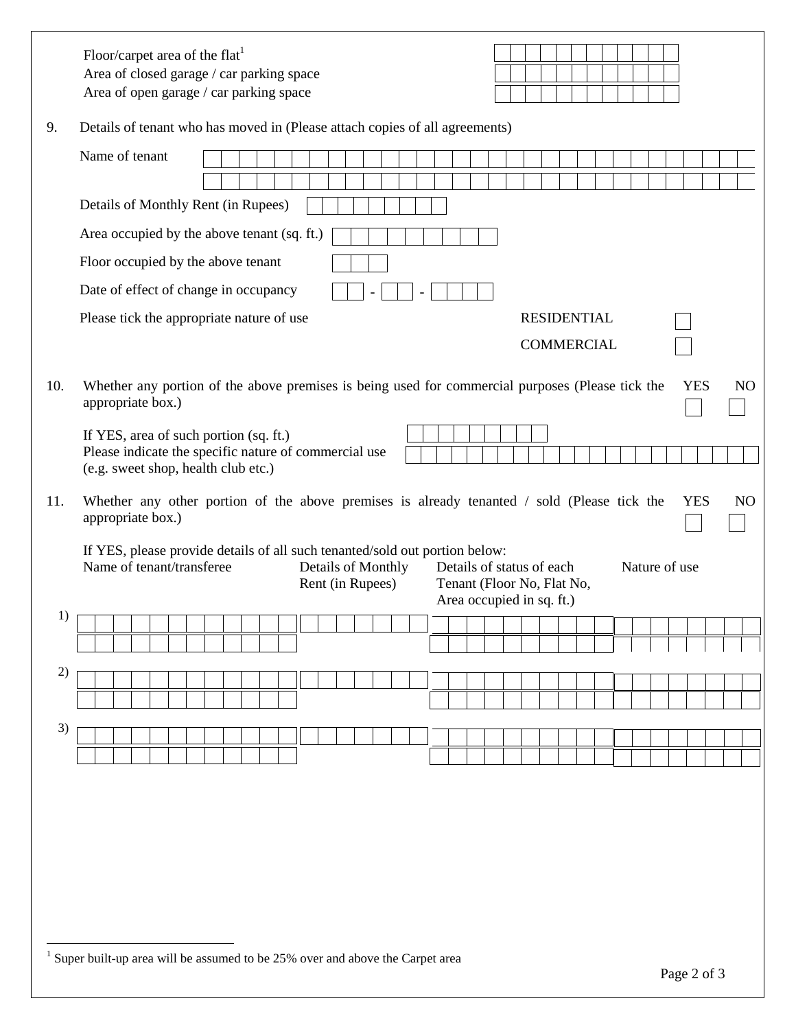Floor/carpet area of the flat[1]

Area of closed garage / car parking space

Area of open garage / car parking space

9. Details of tenant who has moved in (Please attach copies of all agreements)

Name of tenant

Details of Monthly Rent (in Rupees)

Area occupied by the above tenant (sq. ft.)

Floor occupied by the above tenant

Date of effect of change in occupancy __ - __ - ____

Please tick the appropriate nature of use

RESIDENTIAL ☐

COMMERCIAL ☐

10. Whether any portion of the above premises is being used for commercial purposes (Please tick the appropriate box.) YES ☐ NO ☐

If YES, area of such portion (sq. ft.)

Please indicate the specific nature of commercial use (e.g. sweet shop, health club etc.)

11. Whether any other portion of the above premises is already tenanted / sold (Please tick the appropriate box.) YES ☐ NO ☐

If YES, please provide details of all such tenanted/sold out portion below:

| | Name of tenant/transferee | Details of Monthly Rent (in Rupees) | Details of status of each Tenant (Floor No, Flat No, Area occupied in sq. ft.) | Nature of use |
|---|---|---|---|---|
| 1) | | | | |
| 2) | | | | |
| 3) | | | | |

[1] Super built-up area will be assumed to be 25% over and above the Carpet area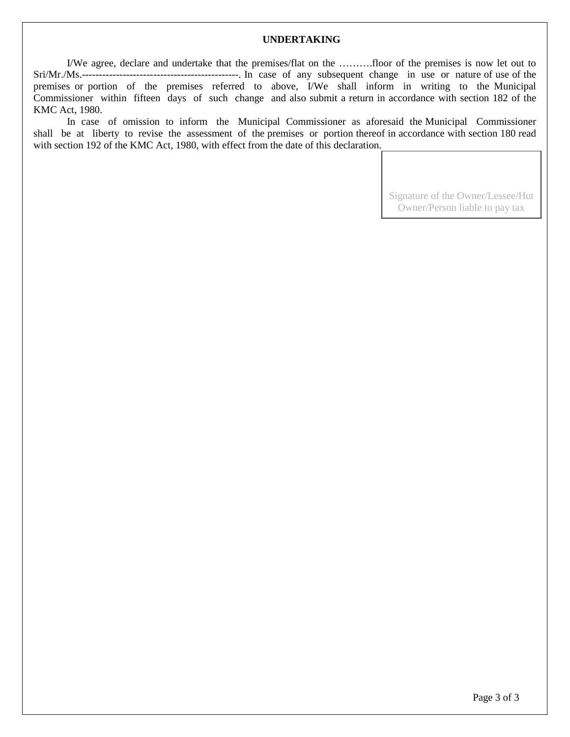**UNDERTAKING**

I/We agree, declare and undertake that the premises/flat on the ……….floor of the premises is now let out to Sri/Mr./Ms.-----------------------------------------------. In case of any subsequent change in use or nature of use of the premises or portion of the premises referred to above, I/We shall inform in writing to the Municipal Commissioner within fifteen days of such change and also submit a return in accordance with section 182 of the KMC Act, 1980.

In case of omission to inform the Municipal Commissioner as aforesaid the Municipal Commissioner shall be at liberty to revise the assessment of the premises or portion thereof in accordance with section 180 read with section 192 of the KMC Act, 1980, with effect from the date of this declaration.

Signature of the Owner/Lessee/Hut Owner/Person liable to pay tax